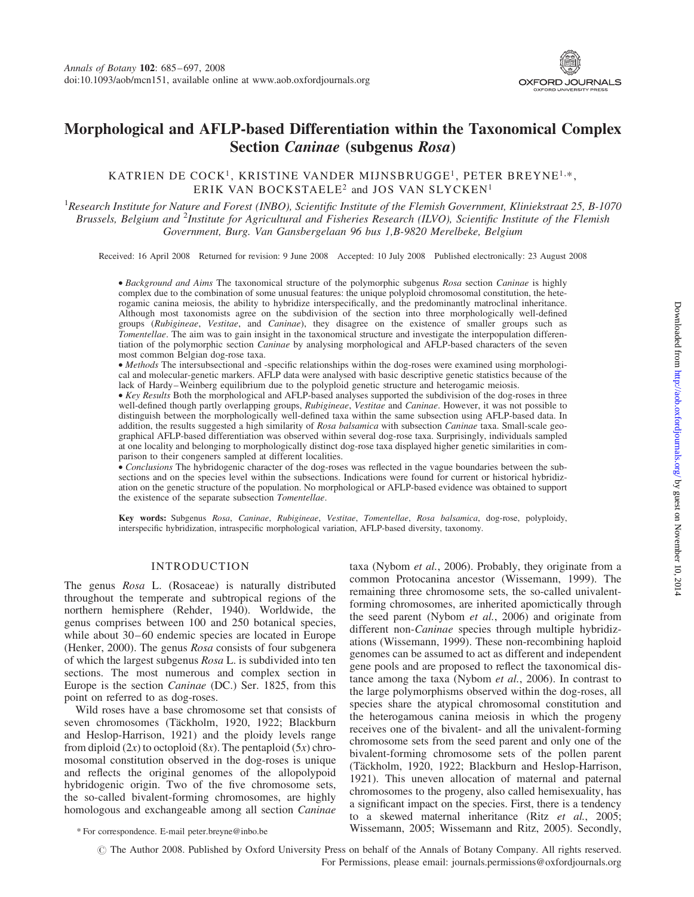# Morphological and AFLP-based Differentiation within the Taxonomical Complex Section *Caninae* (subgenus *Rosa*)

KATRIEN DE COCK[1], KRISTINE VANDER MIJNSBRUGGE[1], PETER BREYNE[1,*], ERIK VAN BOCKSTAELE[2] and JOS VAN SLYCKEN[1]

[1]*Research Institute for Nature and Forest (INBO), Scientific Institute of the Flemish Government, Kliniekstraat 25, B-1070 Brussels, Belgium and* [2]*Institute for Agricultural and Fisheries Research (ILVO), Scientific Institute of the Flemish Government, Burg. Van Gansbergelaan 96 bus 1,B-9820 Merelbeke, Belgium*

Received: 16 April 2008 Returned for revision: 9 June 2008 Accepted: 10 July 2008 Published electronically: 23 August 2008

- *Background and Aims* The taxonomical structure of the polymorphic subgenus *Rosa* section *Caninae* is highly complex due to the combination of some unusual features: the unique polyploid chromosomal constitution, the heterogamic canina meiosis, the ability to hybridize interspecifically, and the predominantly matroclinal inheritance. Although most taxonomists agree on the subdivision of the section into three morphologically well-defined groups (*Rubigineae*, *Vestitae*, and *Caninae*), they disagree on the existence of smaller groups such as *Tomentellae*. The aim was to gain insight in the taxonomical structure and investigate the interpopulation differentiation of the polymorphic section *Caninae* by analysing morphological and AFLP-based characters of the seven most common Belgian dog-rose taxa.
- *Methods* The intersubsectional and -specific relationships within the dog-roses were examined using morphological and molecular-genetic markers. AFLP data were analysed with basic descriptive genetic statistics because of the lack of Hardy–Weinberg equilibrium due to the polyploid genetic structure and heterogamic meiosis.
- *Key Results* Both the morphological and AFLP-based analyses supported the subdivision of the dog-roses in three well-defined though partly overlapping groups, *Rubigineae*, *Vestitae* and *Caninae*. However, it was not possible to distinguish between the morphologically well-defined taxa within the same subsection using AFLP-based data. In addition, the results suggested a high similarity of *Rosa balsamica* with subsection *Caninae* taxa. Small-scale geographical AFLP-based differentiation was observed within several dog-rose taxa. Surprisingly, individuals sampled at one locality and belonging to morphologically distinct dog-rose taxa displayed higher genetic similarities in comparison to their congeners sampled at different localities.
- *Conclusions* The hybridogenic character of the dog-roses was reflected in the vague boundaries between the subsections and on the species level within the subsections. Indications were found for current or historical hybridization on the genetic structure of the population. No morphological or AFLP-based evidence was obtained to support the existence of the separate subsection *Tomentellae*.

**Key words:** Subgenus *Rosa*, *Caninae*, *Rubigineae*, *Vestitae*, *Tomentellae*, *Rosa balsamica*, dog-rose, polyploidy, interspecific hybridization, intraspecific morphological variation, AFLP-based diversity, taxonomy.

## INTRODUCTION

The genus *Rosa* L. (Rosaceae) is naturally distributed throughout the temperate and subtropical regions of the northern hemisphere (Rehder, 1940). Worldwide, the genus comprises between 100 and 250 botanical species, while about 30–60 endemic species are located in Europe (Henker, 2000). The genus *Rosa* consists of four subgenera of which the largest subgenus *Rosa* L. is subdivided into ten sections. The most numerous and complex section in Europe is the section *Caninae* (DC.) Ser. 1825, from this point on referred to as dog-roses.

Wild roses have a base chromosome set that consists of seven chromosomes (Täckholm, 1920, 1922; Blackburn and Heslop-Harrison, 1921) and the ploidy levels range from diploid (2*x*) to octoploid (8*x*). The pentaploid (5*x*) chromosomal constitution observed in the dog-roses is unique and reflects the original genomes of the allopolypoid hybridogenic origin. Two of the five chromosome sets, the so-called bivalent-forming chromosomes, are highly homologous and exchangeable among all section *Caninae* taxa (Nybom *et al.*, 2006). Probably, they originate from a common Protocanina ancestor (Wissemann, 1999). The remaining three chromosome sets, the so-called univalent-forming chromosomes, are inherited apomictically through the seed parent (Nybom *et al.*, 2006) and originate from different non-*Caninae* species through multiple hybridizations (Wissemann, 1999). These non-recombining haploid genomes can be assumed to act as different and independent gene pools and are proposed to reflect the taxonomical distance among the taxa (Nybom *et al.*, 2006). In contrast to the large polymorphisms observed within the dog-roses, all species share the atypical chromosomal constitution and the heterogamous canina meiosis in which the progeny receives one of the bivalent- and all the univalent-forming chromosome sets from the seed parent and only one of the bivalent-forming chromosome sets of the pollen parent (Täckholm, 1920, 1922; Blackburn and Heslop-Harrison, 1921). This uneven allocation of maternal and paternal chromosomes to the progeny, also called hemisexuality, has a significant impact on the species. First, there is a tendency to a skewed maternal inheritance (Ritz *et al.*, 2005; Wissemann, 2005; Wissemann and Ritz, 2005). Secondly,

\* For correspondence. E-mail peter.breyne@inbo.be

© The Author 2008. Published by Oxford University Press on behalf of the Annals of Botany Company. All rights reserved. For Permissions, please email: journals.permissions@oxfordjournals.org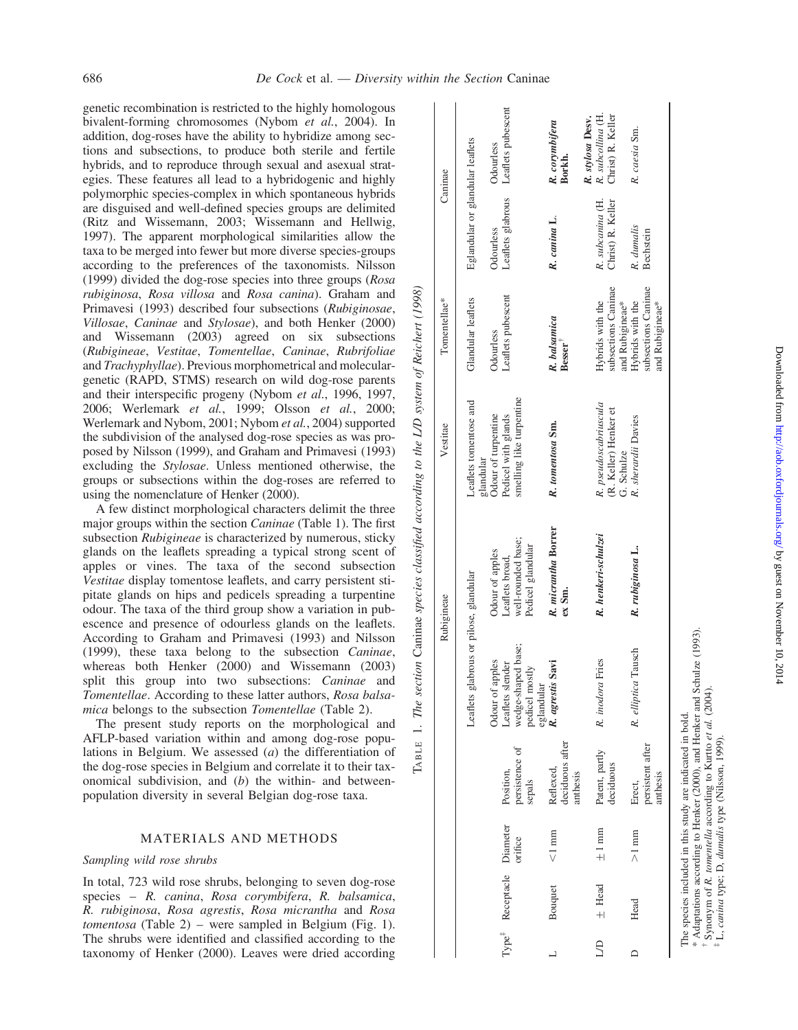genetic recombination is restricted to the highly homologous bivalent-forming chromosomes (Nybom *et al.*, 2004). In addition, dog-roses have the ability to hybridize among sections and subsections, to produce both sterile and fertile hybrids, and to reproduce through sexual and asexual strategies. These features all lead to a hybridogenic and highly polymorphic species-complex in which spontaneous hybrids are disguised and well-defined species groups are delimited (Ritz and Wissemann, 2003; Wissemann and Hellwig, 1997). The apparent morphological similarities allow the taxa to be merged into fewer but more diverse species-groups according to the preferences of the taxonomists. Nilsson (1999) divided the dog-rose species into three groups (*Rosa rubiginosa*, *Rosa villosa* and *Rosa canina*). Graham and Primavesi (1993) described four subsections (*Rubiginosae*, *Villosae*, *Caninae* and *Stylosae*), and both Henker (2000) and Wissemann (2003) agreed on six subsections (*Rubigineae*, *Vestitae*, *Tomentellae*, *Caninae*, *Rubrifoliae* and *Trachyphyllae*). Previous morphometrical and molecular-genetic (RAPD, STMS) research on wild dog-rose parents and their interspecific progeny (Nybom *et al.*, 1996, 1997, 2006; Werlemark *et al.*, 1999; Olsson *et al.*, 2000; Werlemark and Nybom, 2001; Nybom *et al.*, 2004) supported the subdivision of the analysed dog-rose species as was proposed by Nilsson (1999), and Graham and Primavesi (1993) excluding the *Stylosae*. Unless mentioned otherwise, the groups or subsections within the dog-roses are referred to using the nomenclature of Henker (2000).

A few distinct morphological characters delimit the three major groups within the section *Caninae* (Table 1). The first subsection *Rubigineae* is characterized by numerous, sticky glands on the leaflets spreading a typical strong scent of apples or vines. The taxa of the second subsection *Vestitae* display tomentose leaflets, and carry persistent stipitate glands on hips and pedicels spreading a turpentine odour. The taxa of the third group show a variation in pubescence and presence of odourless glands on the leaflets. According to Graham and Primavesi (1993) and Nilsson (1999), these taxa belong to the subsection *Caninae*, whereas both Henker (2000) and Wissemann (2003) split this group into two subsections: *Caninae* and *Tomentellae*. According to these latter authors, *Rosa balsamica* belongs to the subsection *Tomentellae* (Table 2).

The present study reports on the morphological and AFLP-based variation within and among dog-rose populations in Belgium. We assessed (*a*) the differentiation of the dog-rose species in Belgium and correlate it to their taxonomical subdivision, and (*b*) the within- and between-population diversity in several Belgian dog-rose taxa.

## MATERIALS AND METHODS

### Sampling wild rose shrubs

In total, 723 wild rose shrubs, belonging to seven dog-rose species – *R. canina*, *Rosa corymbifera*, *R. balsamica*, *R. rubiginosa*, *Rosa agrestis*, *Rosa micrantha* and *Rosa tomentosa* (Table 2) – were sampled in Belgium (Fig. 1). The shrubs were identified and classified according to the taxonomy of Henker (2000). Leaves were dried according

TABLE 1. *The section* Caninae *species classified according to the L/D system of Reichert (1998)*

| | | | | Rubigineae | | Vestitae | Tomentellae* | Caninae | |
|---|---|---|---|---|---|---|---|---|---|
| | | | | Leaflets glabrous or pilose, glandular | | Leaflets tomentose and glandular | Glandular leaflets | Eglandular or glandular leaflets | |
| Type‡ | Receptacle | Diameter orifice | Position, persistence of sepals | Odour of apples Leaflets slender wedge-shaped base; pedicel mostly eglandular | Odour of apples Leaflets broad, well-rounded base; Pedicel glandular | Odour of turpentine Pedicel with glands smelling like turpentine | Odourless Leaflets pubescent | Odourless Leaflets glabrous | Odourless Leaflets pubescent |
| L | Bouquet | <1 mm | Reflexed, deciduous after anthesis | ***R. agrestis* Savi** | ***R. micrantha* Borrer ex Sm.** | ***R. tomentosa* Sm.** | ***R. balsamica* Besser**† | ***R. canina* L.** | ***R. corymbifera* Borkh.** |
| L/D | ± Head | ±1 mm | Patent, partly deciduous | *R. inodora* Fries | ***R. henkeri-schulzei*** | *R. pseudoscabriuscula* (R. Keller) Henker et G. Schulze | Hybrids with the subsections Caninae and Rubigineae* | *R. subcanina* (H. Christ) R. Keller | ***R. stylosa* Desv.** *R. subcollina* (H. Christ) R. Keller |
| D | Head | >1 mm | Erect, persistent after anthesis | *R. elliptica* Tausch | ***R. rubiginosa* L.** | *R. sherardii* Davies | Hybrids with the subsections Caninae and Rubigineae* | *R. dumalis* Bechstein | *R. caesia* Sm. |

The species included in this study are indicated in bold.
\* Adaptations according to Henker (2000), and Henker and Schulze (1993).
† Synonym of *R. tomentella* according to Kurtto *et al.* (2004).
‡ L, *canina* type; D, *dumalis* type (Nilsson, 1999).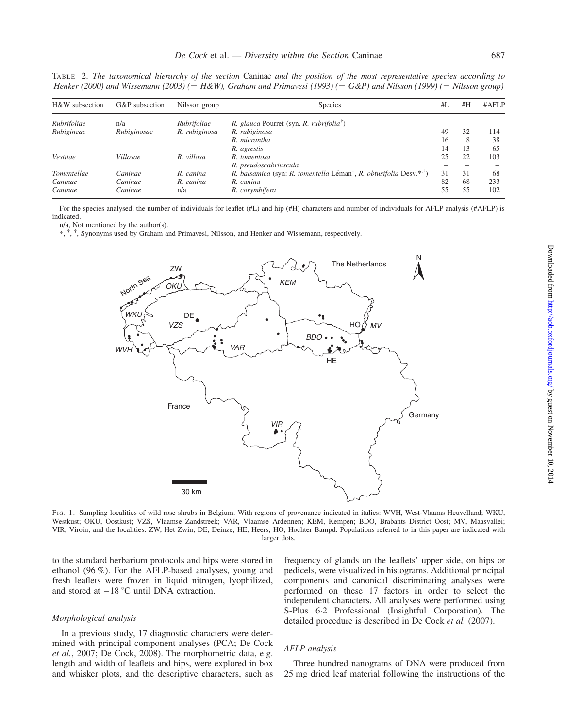TABLE 2. *The taxonomical hierarchy of the section* Caninae *and the position of the most representative species according to Henker (2000) and Wissemann (2003) (= H&W), Graham and Primavesi (1993) (= G&P) and Nilsson (1999) (= Nilsson group)*

| H&W subsection | G&P subsection | Nilsson group | Species | #L | #H | #AFLP |
|---|---|---|---|---|---|---|
| *Rubrifoliae* | n/a | *Rubrifoliae* | *R. glauca* Pourret (syn. *R. rubrifolia*†) | – | – | – |
| *Rubigineae* | *Rubiginosae* | *R. rubiginosa* | *R. rubiginosa* | 49 | 32 | 114 |
| | | | *R. micrantha* | 16 | 8 | 38 |
| | | | *R. agrestis* | 14 | 13 | 65 |
| *Vestitae* | *Villosae* | *R. villosa* | *R. tomentosa* | 25 | 22 | 103 |
| | | | *R. pseudoscabriuscula* | – | – | – |
| *Tomentellae* | *Caninae* | *R. canina* | *R. balsamica* (syn: *R. tomentella* Léman‡, *R. obtusifolia* Desv.*,†) | 31 | 31 | 68 |
| *Caninae* | *Caninae* | *R. canina* | *R. canina* | 82 | 68 | 233 |
| *Caninae* | *Caninae* | n/a | *R. corymbifera* | 55 | 55 | 102 |

For the species analysed, the number of individuals for leaflet (#L) and hip (#H) characters and number of individuals for AFLP analysis (#AFLP) is indicated.

n/a, Not mentioned by the author(s).

*, †, ‡, Synonyms used by Graham and Primavesi, Nilsson, and Henker and Wissemann, respectively.

FIG. 1. Sampling localities of wild rose shrubs in Belgium. With regions of provenance indicated in italics: WVH, West-Vlaams Heuvelland; WKU, Westkust; OKU, Oostkust; VZS, Vlaamse Zandstreek; VAR, Vlaamse Ardennen; KEM, Kempen; BDO, Brabants District Oost; MV, Maasvallei; VIR, Viroin; and the localities: ZW, Het Zwin; DE, Deinze; HE, Heers; HO, Hochter Bampd. Populations referred to in this paper are indicated with larger dots.

to the standard herbarium protocols and hips were stored in ethanol (96 %). For the AFLP-based analyses, young and fresh leaflets were frozen in liquid nitrogen, lyophilized, and stored at −18 °C until DNA extraction.

### *Morphological analysis*

In a previous study, 17 diagnostic characters were determined with principal component analyses (PCA; De Cock *et al.*, 2007; De Cock, 2008). The morphometric data, e.g. length and width of leaflets and hips, were explored in box and whisker plots, and the descriptive characters, such as frequency of glands on the leaflets' upper side, on hips or pedicels, were visualized in histograms. Additional principal components and canonical discriminating analyses were performed on these 17 factors in order to select the independent characters. All analyses were performed using S-Plus 6·2 Professional (Insightful Corporation). The detailed procedure is described in De Cock *et al.* (2007).

### *AFLP analysis*

Three hundred nanograms of DNA were produced from 25 mg dried leaf material following the instructions of the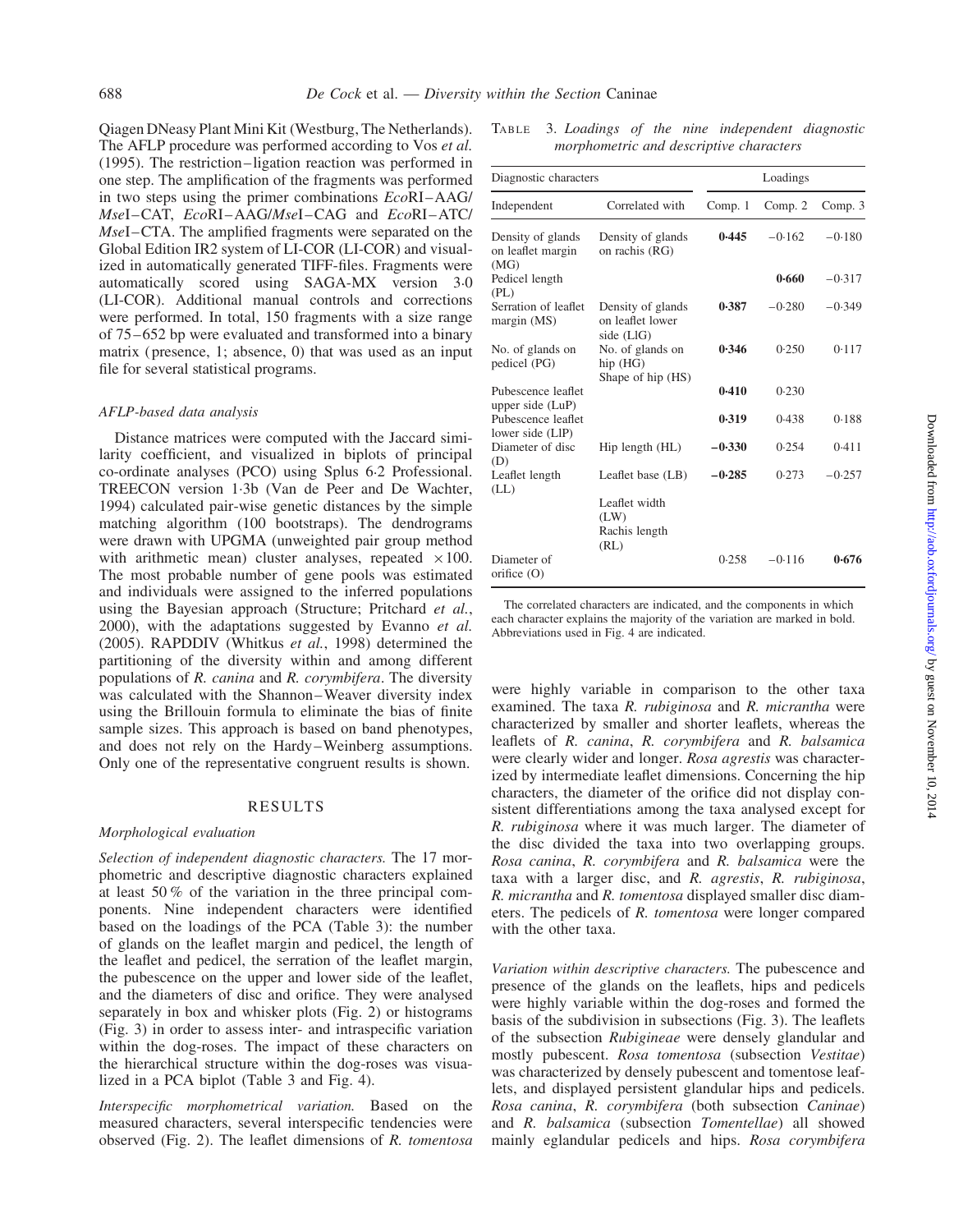Qiagen DNeasy Plant Mini Kit (Westburg, The Netherlands). The AFLP procedure was performed according to Vos *et al.* (1995). The restriction–ligation reaction was performed in one step. The amplification of the fragments was performed in two steps using the primer combinations *Eco*RI–AAG/*Mse*I–CAT, *Eco*RI–AAG/*Mse*I–CAG and *Eco*RI–ATC/*Mse*I–CTA. The amplified fragments were separated on the Global Edition IR2 system of LI-COR (LI-COR) and visualized in automatically generated TIFF-files. Fragments were automatically scored using SAGA-MX version 3·0 (LI-COR). Additional manual controls and corrections were performed. In total, 150 fragments with a size range of 75–652 bp were evaluated and transformed into a binary matrix (presence, 1; absence, 0) that was used as an input file for several statistical programs.

### AFLP-based data analysis

Distance matrices were computed with the Jaccard similarity coefficient, and visualized in biplots of principal co-ordinate analyses (PCO) using Splus 6·2 Professional. TREECON version 1·3b (Van de Peer and De Wachter, 1994) calculated pair-wise genetic distances by the simple matching algorithm (100 bootstraps). The dendrograms were drawn with UPGMA (unweighted pair group method with arithmetic mean) cluster analyses, repeated ×100. The most probable number of gene pools was estimated and individuals were assigned to the inferred populations using the Bayesian approach (Structure; Pritchard *et al.*, 2000), with the adaptations suggested by Evanno *et al.* (2005). RAPDDIV (Whitkus *et al.*, 1998) determined the partitioning of the diversity within and among different populations of *R. canina* and *R. corymbifera*. The diversity was calculated with the Shannon–Weaver diversity index using the Brillouin formula to eliminate the bias of finite sample sizes. This approach is based on band phenotypes, and does not rely on the Hardy–Weinberg assumptions. Only one of the representative congruent results is shown.

## RESULTS

### Morphological evaluation

*Selection of independent diagnostic characters.* The 17 morphometric and descriptive diagnostic characters explained at least 50 % of the variation in the three principal components. Nine independent characters were identified based on the loadings of the PCA (Table 3): the number of glands on the leaflet margin and pedicel, the length of the leaflet and pedicel, the serration of the leaflet margin, the pubescence on the upper and lower side of the leaflet, and the diameters of disc and orifice. They were analysed separately in box and whisker plots (Fig. 2) or histograms (Fig. 3) in order to assess inter- and intraspecific variation within the dog-roses. The impact of these characters on the hierarchical structure within the dog-roses was visualized in a PCA biplot (Table 3 and Fig. 4).

*Interspecific morphometrical variation.* Based on the measured characters, several interspecific tendencies were observed (Fig. 2). The leaflet dimensions of *R. tomentosa* were highly variable in comparison to the other taxa examined. The taxa *R. rubiginosa* and *R. micrantha* were characterized by smaller and shorter leaflets, whereas the leaflets of *R. canina*, *R. corymbifera* and *R. balsamica* were clearly wider and longer. *Rosa agrestis* was characterized by intermediate leaflet dimensions. Concerning the hip characters, the diameter of the orifice did not display consistent differentiations among the taxa analysed except for *R. rubiginosa* where it was much larger. The diameter of the disc divided the taxa into two overlapping groups. *Rosa canina*, *R. corymbifera* and *R. balsamica* were the taxa with a larger disc, and *R. agrestis*, *R. rubiginosa*, *R. micrantha* and *R. tomentosa* displayed smaller disc diameters. The pedicels of *R. tomentosa* were longer compared with the other taxa.

*Variation within descriptive characters.* The pubescence and presence of the glands on the leaflets, hips and pedicels were highly variable within the dog-roses and formed the basis of the subdivision in subsections (Fig. 3). The leaflets of the subsection *Rubigineae* were densely glandular and mostly pubescent. *Rosa tomentosa* (subsection *Vestitae*) was characterized by densely pubescent and tomentose leaflets, and displayed persistent glandular hips and pedicels. *Rosa canina*, *R. corymbifera* (both subsection *Caninae*) and *R. balsamica* (subsection *Tomentellae*) all showed mainly eglandular pedicels and hips. *Rosa corymbifera*

TABLE 3. *Loadings of the nine independent diagnostic morphometric and descriptive characters*

| Diagnostic characters | | Loadings | | |
|---|---|---|---|---|
| Independent | Correlated with | Comp. 1 | Comp. 2 | Comp. 3 |
| Density of glands on leaflet margin (MG) | Density of glands on rachis (RG) | **0·445** | −0·162 | −0·180 |
| Pedicel length (PL) | | | **0·660** | −0·317 |
| Serration of leaflet margin (MS) | Density of glands on leaflet lower side (LlG) | **0·387** | −0·280 | −0·349 |
| No. of glands on pedicel (PG) | No. of glands on hip (HG); Shape of hip (HS) | **0·346** | 0·250 | 0·117 |
| Pubescence leaflet upper side (LuP) | | **0·410** | 0·230 | |
| Pubescence leaflet lower side (LlP) | | **0·319** | 0·438 | 0·188 |
| Diameter of disc (D) | Hip length (HL) | **−0·330** | 0·254 | 0·411 |
| Leaflet length (LL) | Leaflet base (LB); Leaflet width (LW); Rachis length (RL) | **−0·285** | 0·273 | −0·257 |
| Diameter of orifice (O) | | 0·258 | −0·116 | **0·676** |

The correlated characters are indicated, and the components in which each character explains the majority of the variation are marked in bold. Abbreviations used in Fig. 4 are indicated.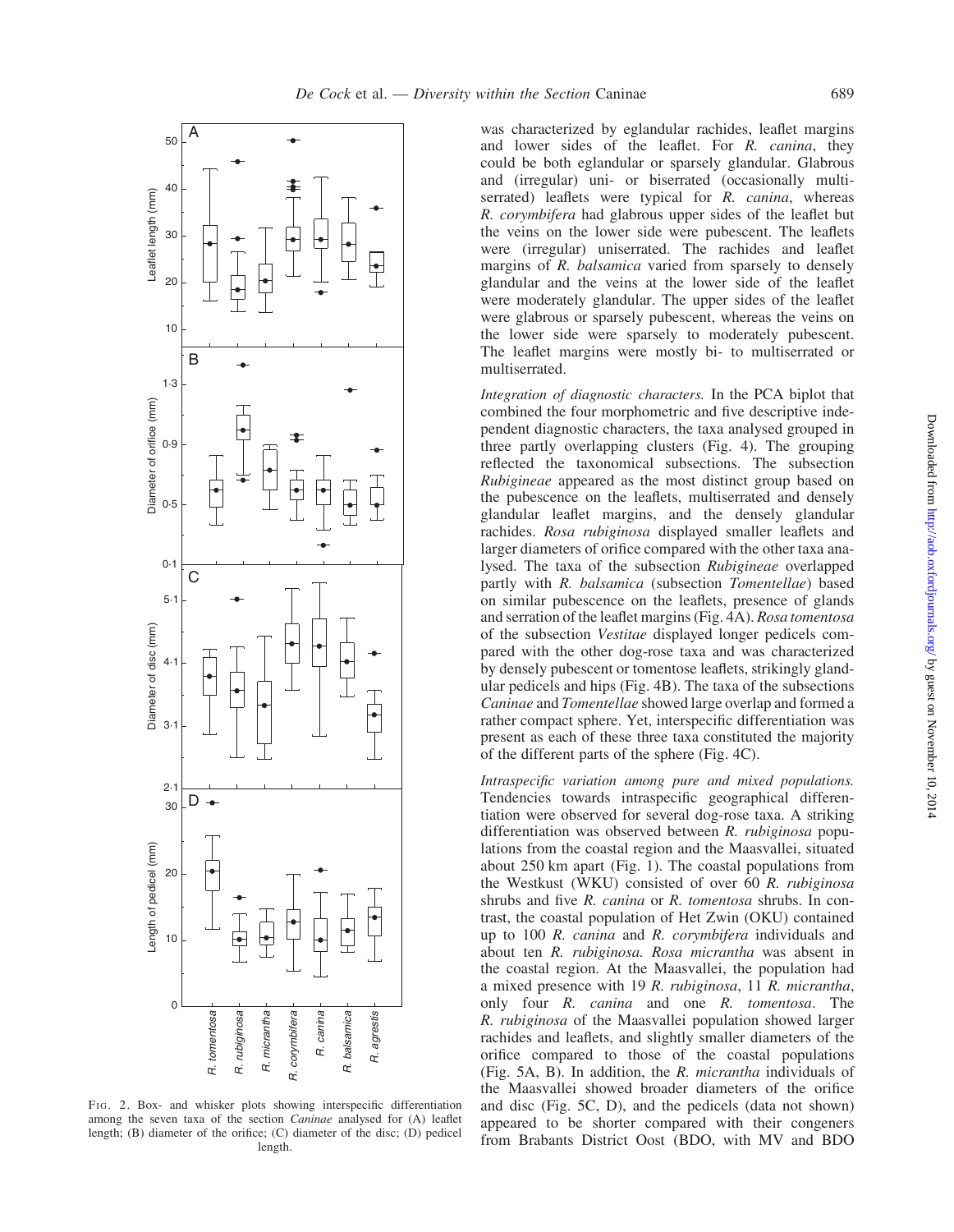was characterized by eglandular rachides, leaflet margins and lower sides of the leaflet. For *R. canina*, they could be both eglandular or sparsely glandular. Glabrous and (irregular) uni- or biserrated (occasionally multiserrated) leaflets were typical for *R. canina*, whereas *R. corymbifera* had glabrous upper sides of the leaflet but the veins on the lower side were pubescent. The leaflets were (irregular) uniserrated. The rachides and leaflet margins of *R. balsamica* varied from sparsely to densely glandular and the veins at the lower side of the leaflet were moderately glandular. The upper sides of the leaflet were glabrous or sparsely pubescent, whereas the veins on the lower side were sparsely to moderately pubescent. The leaflet margins were mostly bi- to multiserrated or multiserrated.

*Integration of diagnostic characters.* In the PCA biplot that combined the four morphometric and five descriptive independent diagnostic characters, the taxa analysed grouped in three partly overlapping clusters (Fig. 4). The grouping reflected the taxonomical subsections. The subsection *Rubigineae* appeared as the most distinct group based on the pubescence on the leaflets, multiserrated and densely glandular leaflet margins, and the densely glandular rachides. *Rosa rubiginosa* displayed smaller leaflets and larger diameters of orifice compared with the other taxa analysed. The taxa of the subsection *Rubigineae* overlapped partly with *R. balsamica* (subsection *Tomentellae*) based on similar pubescence on the leaflets, presence of glands and serration of the leaflet margins (Fig. 4A). *Rosa tomentosa* of the subsection *Vestitae* displayed longer pedicels compared with the other dog-rose taxa and was characterized by densely pubescent or tomentose leaflets, strikingly glandular pedicels and hips (Fig. 4B). The taxa of the subsections *Caninae* and *Tomentellae* showed large overlap and formed a rather compact sphere. Yet, interspecific differentiation was present as each of these three taxa constituted the majority of the different parts of the sphere (Fig. 4C).

*Intraspecific variation among pure and mixed populations.* Tendencies towards intraspecific geographical differentiation were observed for several dog-rose taxa. A striking differentiation was observed between *R. rubiginosa* populations from the coastal region and the Maasvallei, situated about 250 km apart (Fig. 1). The coastal populations from the Westkust (WKU) consisted of over 60 *R. rubiginosa* shrubs and five *R. canina* or *R. tomentosa* shrubs. In contrast, the coastal population of Het Zwin (OKU) contained up to 100 *R. canina* and *R. corymbifera* individuals and about ten *R. rubiginosa*. *Rosa micrantha* was absent in the coastal region. At the Maasvallei, the population had a mixed presence with 19 *R. rubiginosa*, 11 *R. micrantha*, only four *R. canina* and one *R. tomentosa*. The *R. rubiginosa* of the Maasvallei population showed larger rachides and leaflets, and slightly smaller diameters of the orifice compared to those of the coastal populations (Fig. 5A, B). In addition, the *R. micrantha* individuals of the Maasvallei showed broader diameters of the orifice and disc (Fig. 5C, D), and the pedicels (data not shown) appeared to be shorter compared with their congeners from Brabants District Oost (BDO, with MV and BDO

FIG. 2. Box- and whisker plots showing interspecific differentiation among the seven taxa of the section *Caninae* analysed for (A) leaflet length; (B) diameter of the orifice; (C) diameter of the disc; (D) pedicel length.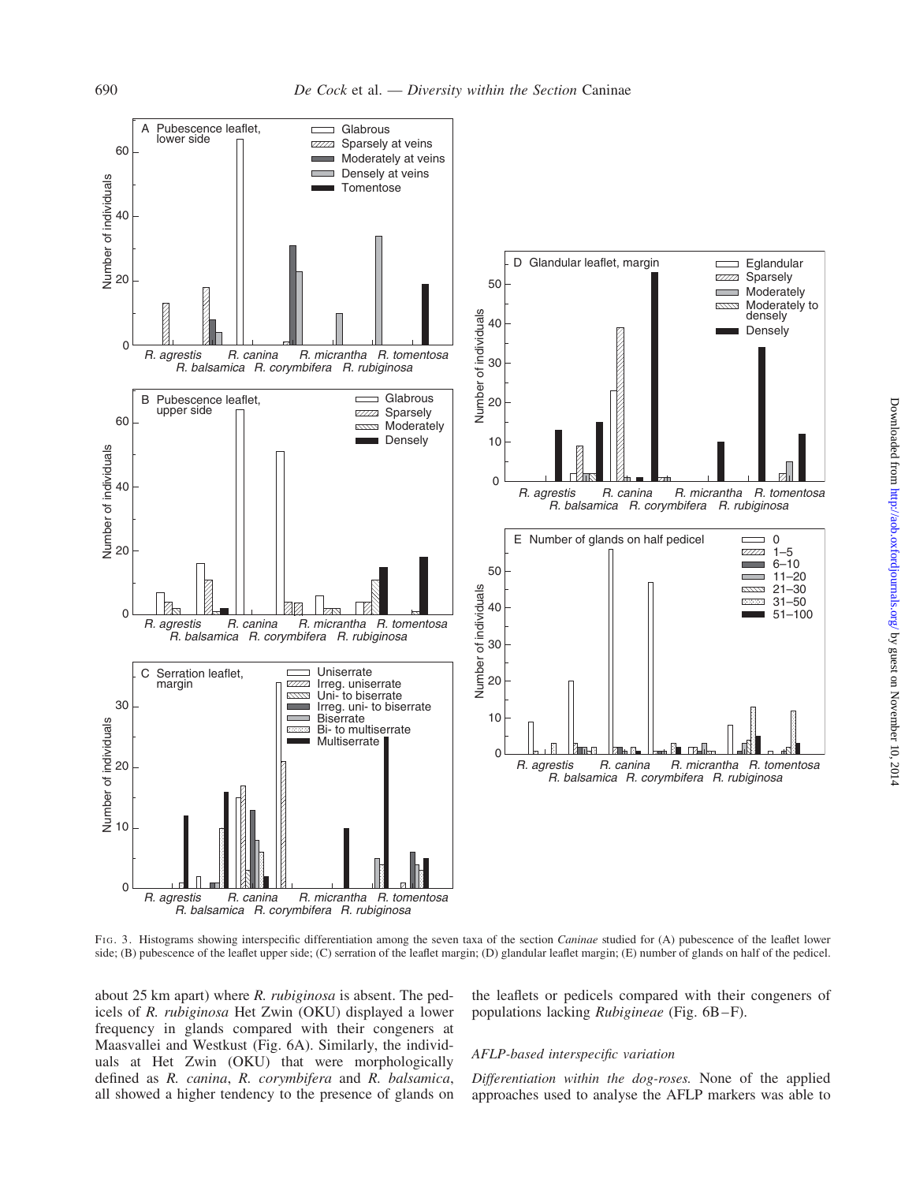FIG. 3. Histograms showing interspecific differentiation among the seven taxa of the section *Caninae* studied for (A) pubescence of the leaflet lower side; (B) pubescence of the leaflet upper side; (C) serration of the leaflet margin; (D) glandular leaflet margin; (E) number of glands on half of the pedicel.

about 25 km apart) where *R. rubiginosa* is absent. The pedicels of *R. rubiginosa* Het Zwin (OKU) displayed a lower frequency in glands compared with their congeners at Maasvallei and Westkust (Fig. 6A). Similarly, the individuals at Het Zwin (OKU) that were morphologically defined as *R. canina*, *R. corymbifera* and *R. balsamica*, all showed a higher tendency to the presence of glands on the leaflets or pedicels compared with their congeners of populations lacking *Rubigineae* (Fig. 6B–F).

### *AFLP-based interspecific variation*

*Differentiation within the dog-roses.* None of the applied approaches used to analyse the AFLP markers was able to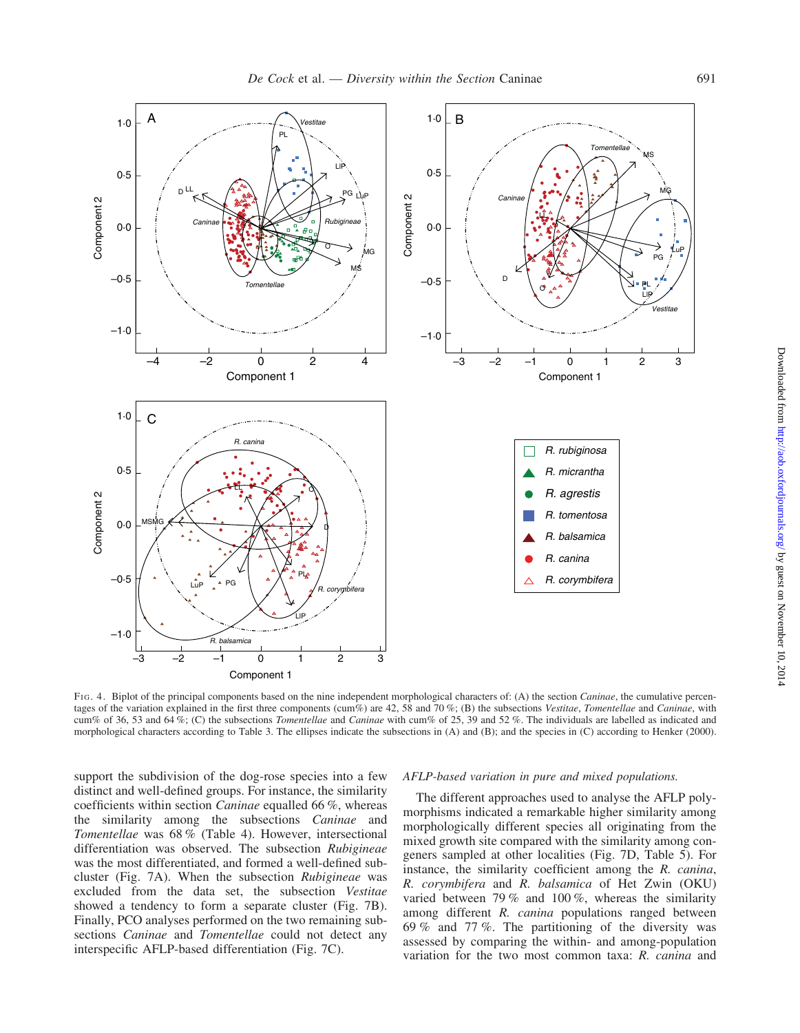FIG. 4. Biplot of the principal components based on the nine independent morphological characters of: (A) the section *Caninae*, the cumulative percentages of the variation explained in the first three components (cum%) are 42, 58 and 70 %; (B) the subsections *Vestitae*, *Tomentellae* and *Caninae*, with cum% of 36, 53 and 64 %; (C) the subsections *Tomentellae* and *Caninae* with cum% of 25, 39 and 52 %. The individuals are labelled as indicated and morphological characters according to Table 3. The ellipses indicate the subsections in (A) and (B); and the species in (C) according to Henker (2000).

support the subdivision of the dog-rose species into a few distinct and well-defined groups. For instance, the similarity coefficients within section *Caninae* equalled 66 %, whereas the similarity among the subsections *Caninae* and *Tomentellae* was 68 % (Table 4). However, intersectional differentiation was observed. The subsection *Rubigineae* was the most differentiated, and formed a well-defined subcluster (Fig. 7A). When the subsection *Rubigineae* was excluded from the data set, the subsection *Vestitae* showed a tendency to form a separate cluster (Fig. 7B). Finally, PCO analyses performed on the two remaining subsections *Caninae* and *Tomentellae* could not detect any interspecific AFLP-based differentiation (Fig. 7C).

*AFLP-based variation in pure and mixed populations.*

The different approaches used to analyse the AFLP polymorphisms indicated a remarkable higher similarity among morphologically different species all originating from the mixed growth site compared with the similarity among congeners sampled at other localities (Fig. 7D, Table 5). For instance, the similarity coefficient among the *R. canina*, *R. corymbifera* and *R. balsamica* of Het Zwin (OKU) varied between 79 % and 100 %, whereas the similarity among different *R. canina* populations ranged between 69 % and 77 %. The partitioning of the diversity was assessed by comparing the within- and among-population variation for the two most common taxa: *R. canina* and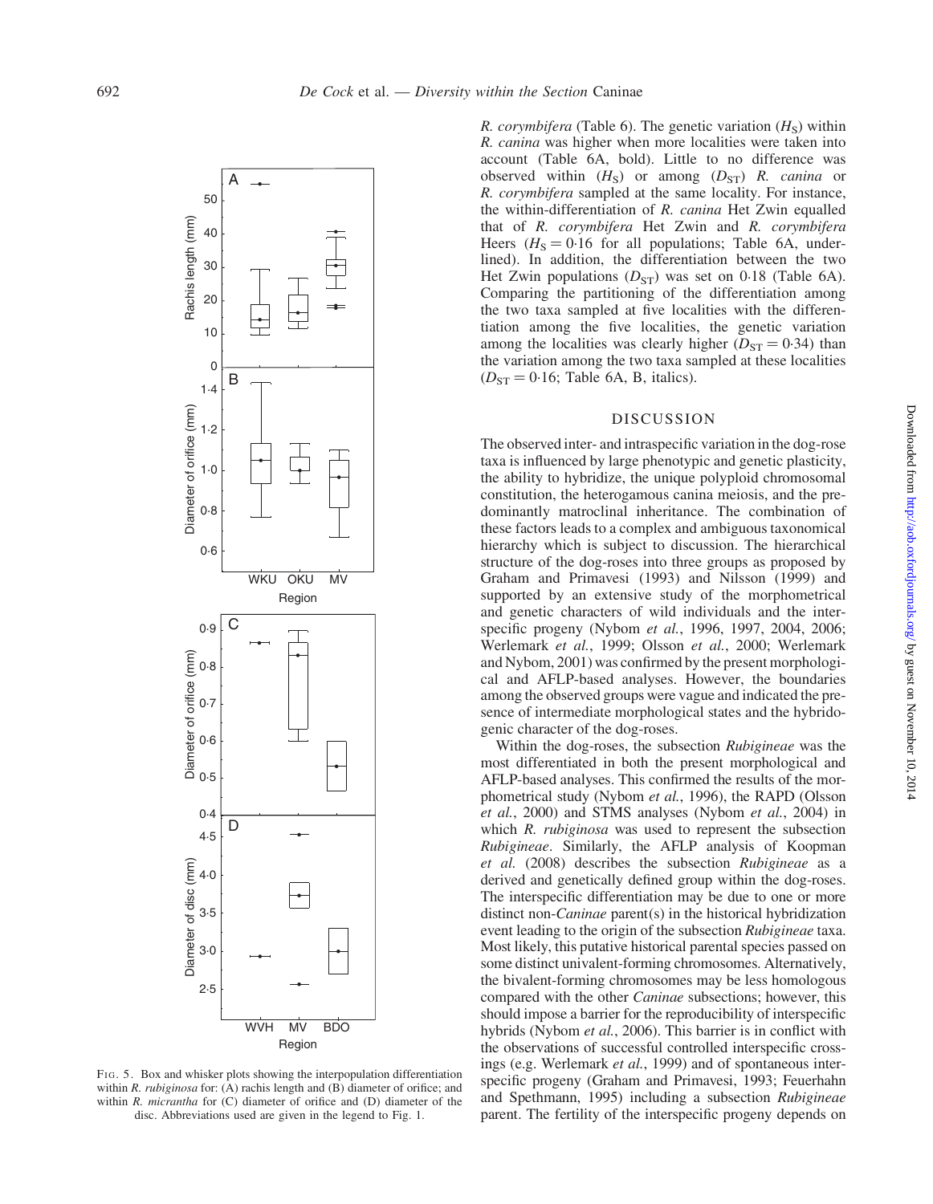FIG. 5. Box and whisker plots showing the interpopulation differentiation within *R. rubiginosa* for: (A) rachis length and (B) diameter of orifice; and within *R. micrantha* for (C) diameter of orifice and (D) diameter of the disc. Abbreviations used are given in the legend to Fig. 1.

*R. corymbifera* (Table 6). The genetic variation ($H_S$) within *R. canina* was higher when more localities were taken into account (Table 6A, bold). Little to no difference was observed within ($H_S$) or among ($D_{ST}$) *R. canina* or *R. corymbifera* sampled at the same locality. For instance, the within-differentiation of *R. canina* Het Zwin equalled that of *R. corymbifera* Het Zwin and *R. corymbifera* Heers ($H_S = 0{\cdot}16$ for all populations; Table 6A, underlined). In addition, the differentiation between the two Het Zwin populations ($D_{ST}$) was set on 0·18 (Table 6A). Comparing the partitioning of the differentiation among the two taxa sampled at five localities with the differentiation among the five localities, the genetic variation among the localities was clearly higher ($D_{ST} = 0{\cdot}34$) than the variation among the two taxa sampled at these localities ($D_{ST} = 0{\cdot}16$; Table 6A, B, italics).

## DISCUSSION

The observed inter- and intraspecific variation in the dog-rose taxa is influenced by large phenotypic and genetic plasticity, the ability to hybridize, the unique polyploid chromosomal constitution, the heterogamous canina meiosis, and the predominantly matroclinal inheritance. The combination of these factors leads to a complex and ambiguous taxonomical hierarchy which is subject to discussion. The hierarchical structure of the dog-roses into three groups as proposed by Graham and Primavesi (1993) and Nilsson (1999) and supported by an extensive study of the morphometrical and genetic characters of wild individuals and the interspecific progeny (Nybom *et al.*, 1996, 1997, 2004, 2006; Werlemark *et al.*, 1999; Olsson *et al.*, 2000; Werlemark and Nybom, 2001) was confirmed by the present morphological and AFLP-based analyses. However, the boundaries among the observed groups were vague and indicated the presence of intermediate morphological states and the hybridogenic character of the dog-roses.

Within the dog-roses, the subsection *Rubigineae* was the most differentiated in both the present morphological and AFLP-based analyses. This confirmed the results of the morphometrical study (Nybom *et al.*, 1996), the RAPD (Olsson *et al.*, 2000) and STMS analyses (Nybom *et al.*, 2004) in which *R. rubiginosa* was used to represent the subsection *Rubigineae*. Similarly, the AFLP analysis of Koopman *et al.* (2008) describes the subsection *Rubigineae* as a derived and genetically defined group within the dog-roses. The interspecific differentiation may be due to one or more distinct non-*Caninae* parent(s) in the historical hybridization event leading to the origin of the subsection *Rubigineae* taxa. Most likely, this putative historical parental species passed on some distinct univalent-forming chromosomes. Alternatively, the bivalent-forming chromosomes may be less homologous compared with the other *Caninae* subsections; however, this should impose a barrier for the reproducibility of interspecific hybrids (Nybom *et al.*, 2006). This barrier is in conflict with the observations of successful controlled interspecific crossings (e.g. Werlemark *et al.*, 1999) and of spontaneous interspecific progeny (Graham and Primavesi, 1993; Feuerhahn and Spethmann, 1995) including a subsection *Rubigineae* parent. The fertility of the interspecific progeny depends on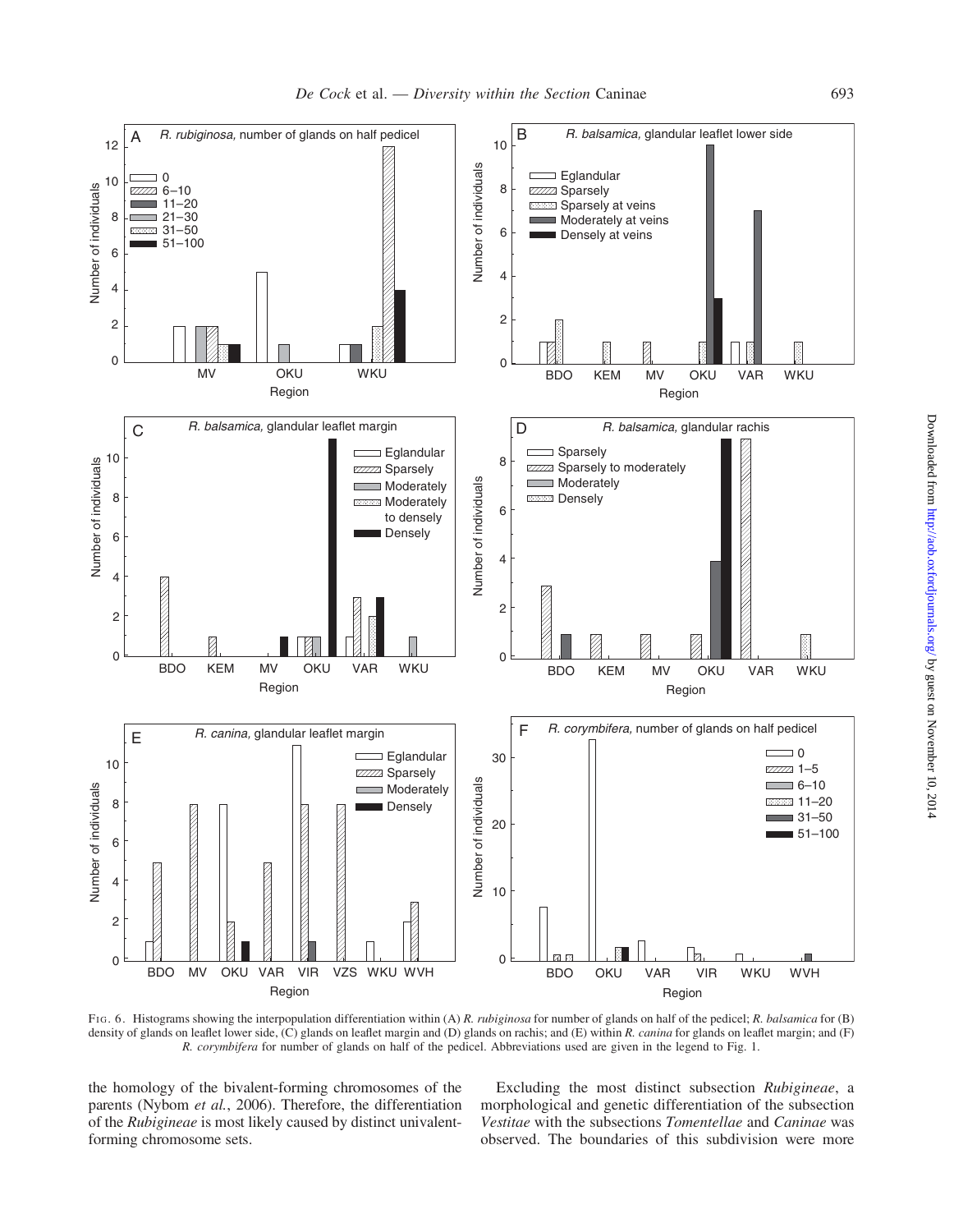Fig. 6. Histograms showing the interpopulation differentiation within (A) *R. rubiginosa* for number of glands on half of the pedicel; *R. balsamica* for (B) density of glands on leaflet lower side, (C) glands on leaflet margin and (D) glands on rachis; and (E) within *R. canina* for glands on leaflet margin; and (F) *R. corymbifera* for number of glands on half of the pedicel. Abbreviations used are given in the legend to Fig. 1.

the homology of the bivalent-forming chromosomes of the parents (Nybom *et al.*, 2006). Therefore, the differentiation of the *Rubigineae* is most likely caused by distinct univalent-forming chromosome sets.

Excluding the most distinct subsection *Rubigineae*, a morphological and genetic differentiation of the subsection *Vestitae* with the subsections *Tomentellae* and *Caninae* was observed. The boundaries of this subdivision were more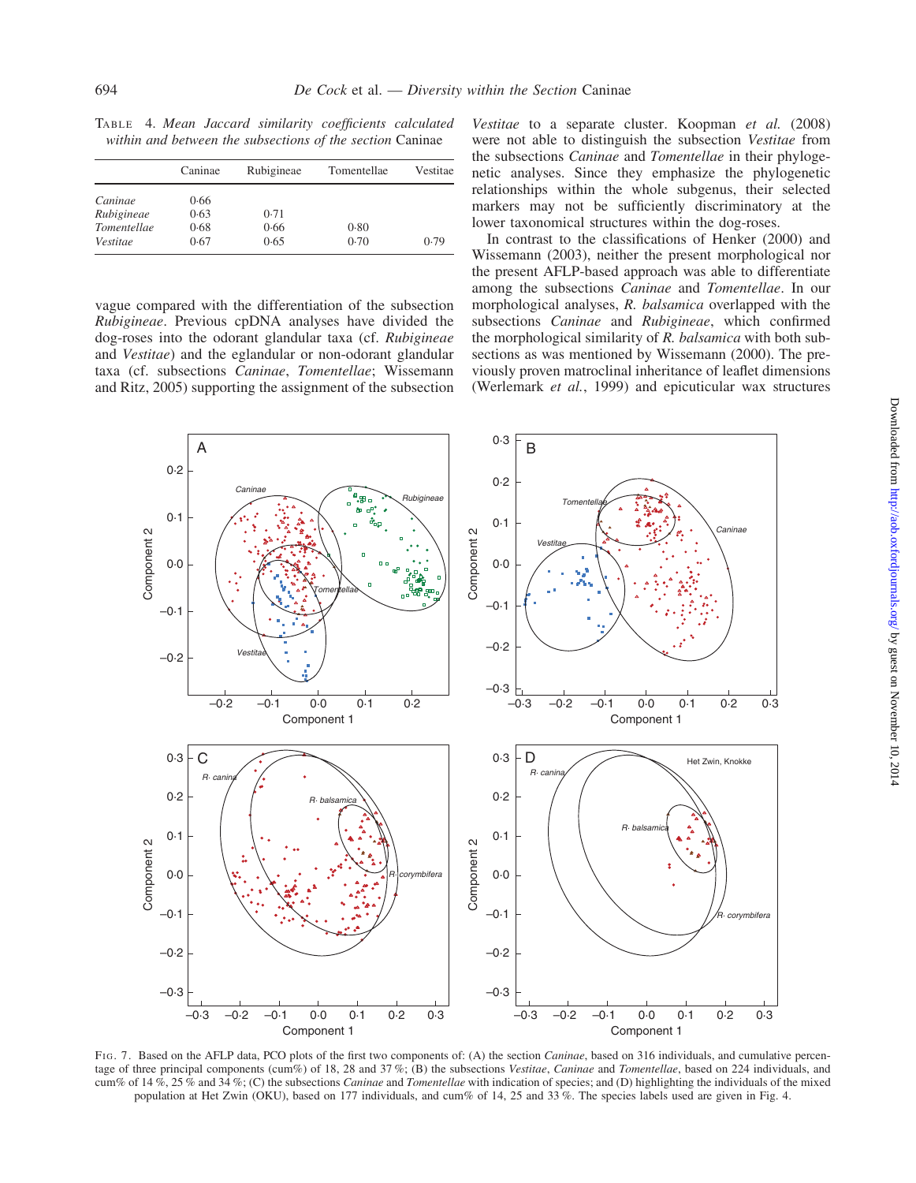TABLE 4. *Mean Jaccard similarity coefficients calculated within and between the subsections of the section* Caninae

| | Caninae | Rubigineae | Tomentellae | Vestitae |
|---|---|---|---|---|
| *Caninae* | 0·66 | | | |
| *Rubigineae* | 0·63 | 0·71 | | |
| *Tomentellae* | 0·68 | 0·66 | 0·80 | |
| *Vestitae* | 0·67 | 0·65 | 0·70 | 0·79 |

vague compared with the differentiation of the subsection *Rubigineae*. Previous cpDNA analyses have divided the dog-roses into the odorant glandular taxa (cf. *Rubigineae* and *Vestitae*) and the eglandular or non-odorant glandular taxa (cf. subsections *Caninae*, *Tomentellae*; Wissemann and Ritz, 2005) supporting the assignment of the subsection *Vestitae* to a separate cluster. Koopman *et al.* (2008) were not able to distinguish the subsection *Vestitae* from the subsections *Caninae* and *Tomentellae* in their phylogenetic analyses. Since they emphasize the phylogenetic relationships within the whole subgenus, their selected markers may not be sufficiently discriminatory at the lower taxonomical structures within the dog-roses.

In contrast to the classifications of Henker (2000) and Wissemann (2003), neither the present morphological nor the present AFLP-based approach was able to differentiate among the subsections *Caninae* and *Tomentellae*. In our morphological analyses, *R. balsamica* overlapped with the subsections *Caninae* and *Rubigineae*, which confirmed the morphological similarity of *R. balsamica* with both subsections as was mentioned by Wissemann (2000). The previously proven matroclinal inheritance of leaflet dimensions (Werlemark *et al.*, 1999) and epicuticular wax structures

FIG. 7. Based on the AFLP data, PCO plots of the first two components of: (A) the section *Caninae*, based on 316 individuals, and cumulative percentage of three principal components (cum%) of 18, 28 and 37 %; (B) the subsections *Vestitae*, *Caninae* and *Tomentellae*, based on 224 individuals, and cum% of 14 %, 25 % and 34 %; (C) the subsections *Caninae* and *Tomentellae* with indication of species; and (D) highlighting the individuals of the mixed population at Het Zwin (OKU), based on 177 individuals, and cum% of 14, 25 and 33 %. The species labels used are given in Fig. 4.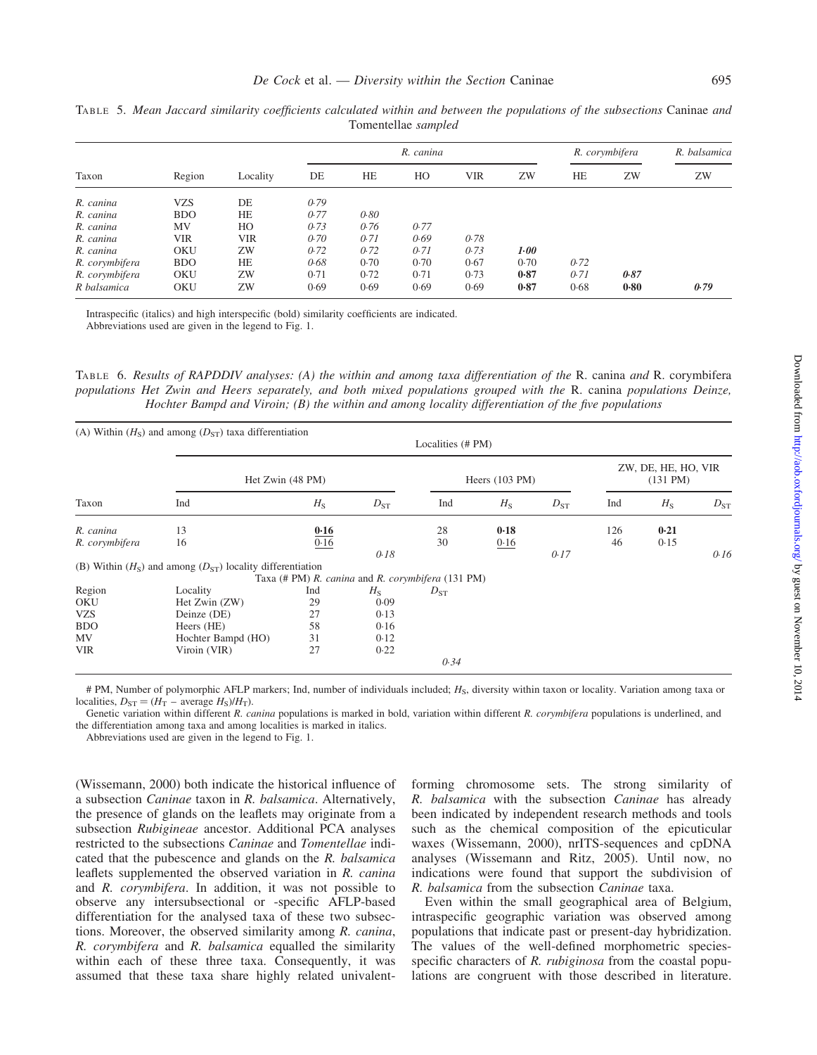TABLE 5. *Mean Jaccard similarity coefficients calculated within and between the populations of the subsections* Caninae *and* Tomentellae *sampled*

| Taxon | Region | Locality | *R. canina* DE | HE | HO | VIR | ZW | *R. corymbifera* HE | ZW | *R. balsamica* ZW |
|---|---|---|---|---|---|---|---|---|---|---|
| *R. canina* | VZS | DE | *0·79* | | | | | | | |
| *R. canina* | BDO | HE | *0·77* | *0·80* | | | | | | |
| *R. canina* | MV | HO | *0·73* | *0·76* | *0·77* | | | | | |
| *R. canina* | VIR | VIR | *0·70* | *0·71* | *0·69* | *0·78* | | | | |
| *R. canina* | OKU | ZW | *0·72* | *0·72* | *0·71* | *0·73* | ***1·00*** | | | |
| *R. corymbifera* | BDO | HE | 0·68 | 0·70 | 0·70 | 0·67 | 0·70 | *0·72* | | |
| *R. corymbifera* | OKU | ZW | 0·71 | 0·72 | 0·71 | 0·73 | **0·87** | *0·71* | ***0·87*** | |
| *R balsamica* | OKU | ZW | 0·69 | 0·69 | 0·69 | 0·69 | **0·87** | 0·68 | **0·80** | ***0·79*** |

Intraspecific (italics) and high interspecific (bold) similarity coefficients are indicated.
Abbreviations used are given in the legend to Fig. 1.

TABLE 6. *Results of RAPDDIV analyses: (A) the within and among taxa differentiation of the* R. canina *and* R. corymbifera *populations Het Zwin and Heers separately, and both mixed populations grouped with the* R. canina *populations Deinze, Hochter Bampd and Viroin; (B) the within and among locality differentiation of the five populations*

(A) Within ($H_S$) and among ($D_{ST}$) taxa differentiation

| Taxon | Het Zwin (48 PM) Ind | $H_S$ | $D_{ST}$ | Heers (103 PM) Ind | $H_S$ | $D_{ST}$ | ZW, DE, HE, HO, VIR (131 PM) Ind | $H_S$ | $D_{ST}$ |
|---|---|---|---|---|---|---|---|---|---|
| *R. canina* | 13 | **0·16** | | 28 | **0·18** | | 126 | **0·21** | |
| *R. corymbifera* | 16 | <u>0·16</u> | | 30 | <u>0·16</u> | | 46 | 0·15 | |
| | | | *0·18* | | | *0·17* | | | *0·16* |

(B) Within ($H_S$) and among ($D_{ST}$) locality differentiation

Taxa (# PM) *R. canina* and *R. corymbifera* (131 PM)

| Region | Locality | Ind | $H_S$ | $D_{ST}$ |
|---|---|---|---|---|
| OKU | Het Zwin (ZW) | 29 | 0·09 | |
| VZS | Deinze (DE) | 27 | 0·13 | |
| BDO | Heers (HE) | 58 | 0·16 | |
| MV | Hochter Bampd (HO) | 31 | 0·12 | |
| VIR | Viroin (VIR) | 27 | 0·22 | |
| | | | | *0·34* |

# PM, Number of polymorphic AFLP markers; Ind, number of individuals included; $H_S$, diversity within taxon or locality. Variation among taxa or localities, $D_{ST} = (H_T - \text{average } H_S)/H_T$).

Genetic variation within different *R. canina* populations is marked in bold, variation within different *R. corymbifera* populations is underlined, and the differentiation among taxa and among localities is marked in italics.

Abbreviations used are given in the legend to Fig. 1.

(Wissemann, 2000) both indicate the historical influence of a subsection *Caninae* taxon in *R. balsamica*. Alternatively, the presence of glands on the leaflets may originate from a subsection *Rubigineae* ancestor. Additional PCA analyses restricted to the subsections *Caninae* and *Tomentellae* indicated that the pubescence and glands on the *R. balsamica* leaflets supplemented the observed variation in *R. canina* and *R. corymbifera*. In addition, it was not possible to observe any intersubsectional or -specific AFLP-based differentiation for the analysed taxa of these two subsections. Moreover, the observed similarity among *R. canina*, *R. corymbifera* and *R. balsamica* equalled the similarity within each of these three taxa. Consequently, it was assumed that these taxa share highly related univalent-forming chromosome sets. The strong similarity of *R. balsamica* with the subsection *Caninae* has already been indicated by independent research methods and tools such as the chemical composition of the epicuticular waxes (Wissemann, 2000), nrITS-sequences and cpDNA analyses (Wissemann and Ritz, 2005). Until now, no indications were found that support the subdivision of *R. balsamica* from the subsection *Caninae* taxa.

Even within the small geographical area of Belgium, intraspecific geographic variation was observed among populations that indicate past or present-day hybridization. The values of the well-defined morphometric species-specific characters of *R. rubiginosa* from the coastal populations are congruent with those described in literature.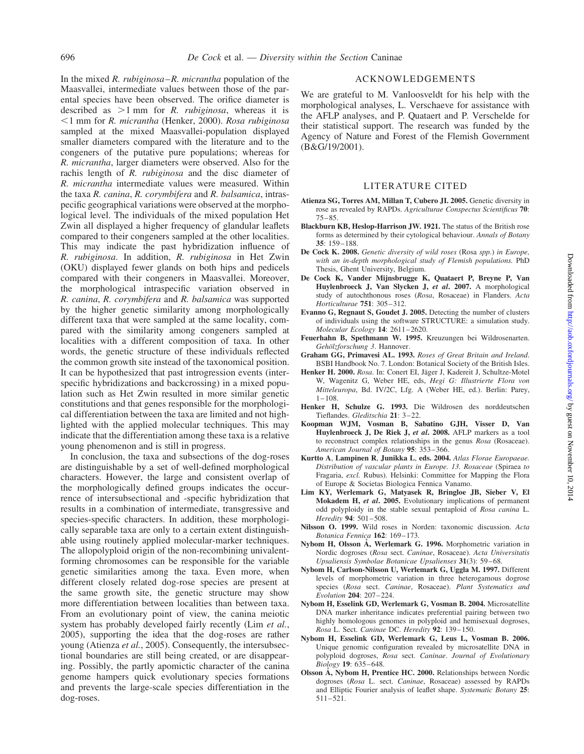In the mixed *R. rubiginosa*–*R. micrantha* population of the Maasvallei, intermediate values between those of the parental species have been observed. The orifice diameter is described as >1 mm for *R. rubiginosa*, whereas it is <1 mm for *R. micrantha* (Henker, 2000). *Rosa rubiginosa* sampled at the mixed Maasvallei-population displayed smaller diameters compared with the literature and to the congeners of the putative pure populations; whereas for *R. micrantha*, larger diameters were observed. Also for the rachis length of *R. rubiginosa* and the disc diameter of *R. micrantha* intermediate values were measured. Within the taxa *R. canina*, *R. corymbifera* and *R. balsamica*, intraspecific geographical variations were observed at the morphological level. The individuals of the mixed population Het Zwin all displayed a higher frequency of glandular leaflets compared to their congeners sampled at the other localities. This may indicate the past hybridization influence of *R. rubiginosa*. In addition, *R. rubiginosa* in Het Zwin (OKU) displayed fewer glands on both hips and pedicels compared with their congeners in Maasvallei. Moreover, the morphological intraspecific variation observed in *R. canina*, *R. corymbifera* and *R. balsamica* was supported by the higher genetic similarity among morphologically different taxa that were sampled at the same locality, compared with the similarity among congeners sampled at localities with a different composition of taxa. In other words, the genetic structure of these individuals reflected the common growth site instead of the taxonomical position. It can be hypothesized that past introgression events (interspecific hybridizations and backcrossing) in a mixed population such as Het Zwin resulted in more similar genetic constitutions and that genes responsible for the morphological differentiation between the taxa are limited and not highlighted with the applied molecular techniques. This may indicate that the differentiation among these taxa is a relative young phenomenon and is still in progress.

In conclusion, the taxa and subsections of the dog-roses are distinguishable by a set of well-defined morphological characters. However, the large and consistent overlap of the morphologically defined groups indicates the occurrence of intersubsectional and -specific hybridization that results in a combination of intermediate, transgressive and species-specific characters. In addition, these morphologically separable taxa are only to a certain extent distinguishable using routinely applied molecular-marker techniques. The allopolyploid origin of the non-recombining univalent-forming chromosomes can be responsible for the variable genetic similarities among the taxa. Even more, when different closely related dog-rose species are present at the same growth site, the genetic structure may show more differentiation between localities than between taxa. From an evolutionary point of view, the canina meiotic system has probably developed fairly recently (Lim *et al.*, 2005), supporting the idea that the dog-roses are rather young (Atienza *et al.*, 2005). Consequently, the intersubsectional boundaries are still being created, or are disappearing. Possibly, the partly apomictic character of the canina genome hampers quick evolutionary species formations and prevents the large-scale species differentiation in the dog-roses.

## ACKNOWLEDGEMENTS

We are grateful to M. Vanloosveldt for his help with the morphological analyses, L. Verschaeve for assistance with the AFLP analyses, and P. Quataert and P. Verschelde for their statistical support. The research was funded by the Agency of Nature and Forest of the Flemish Government (B&G/19/2001).

## LITERATURE CITED

**Atienza SG, Torres AM, Millan T, Cubero JI. 2005.** Genetic diversity in rose as revealed by RAPDs. *Agriculturae Conspectus Scientificus* **70**: 75–85.

**Blackburn KB, Heslop-Harrison JW. 1921.** The status of the British rose forms as determined by their cytological behaviour. *Annals of Botany* **35**: 159–188.

**De Cock K. 2008.** *Genetic diversity of wild roses* (Rosa *spp.*) *in Europe, with an in-depth morphological study of Flemish populations.* PhD Thesis, Ghent University, Belgium.

**De Cock K, Vander Mijnsbrugge K, Quataert P, Breyne P, Van Huylenbroeck J, Van Slycken J, *et al.* 2007.** A morphological study of autochthonous roses (*Rosa*, Rosaceae) in Flanders. *Acta Horticulturae* **751**: 305–312.

**Evanno G, Regnaut S, Goudet J. 2005.** Detecting the number of clusters of individuals using the software STRUCTURE: a simulation study. *Molecular Ecology* **14**: 2611–2620.

**Feuerhahn B, Spethmann W. 1995.** Kreuzungen bei Wildrosenarten. *Gehölzforschung 3*. Hannover.

**Graham GG, Primavesi AL. 1993.** *Roses of Great Britain and Ireland*. BSBI Handbook No. 7. London: Botanical Society of the British Isles.

**Henker H. 2000.** *Rosa*. In: Conert EI, Jäger J, Kadereit J, Schultze-Motel W, Wagenitz G, Weber HE, eds, *Hegi G: Illustrierte Flora von Mitteleuropa*, Bd. IV/2C, Lfg. A (Weber HE, ed.). Berlin: Parey, 1–108.

**Henker H, Schulze G. 1993.** Die Wildrosen des norddeutschen Tieflandes. *Gleditschia* **21**: 3–22.

**Koopman WJM, Vosman B, Sabatino GJH, Visser D, Van Huylenbroeck J, De Riek J, *et al.* 2008.** AFLP markers as a tool to reconstruct complex relationships in the genus *Rosa* (Rosaceae). *American Journal of Botany* **95**: 353–366.

**Kurtto A, Lampinen R, Junikka L, eds. 2004.** *Atlas Florae Europaeae. Distribution of vascular plants in Europe. 13. Rosaceae* (Spiraea *to* Fragaria, *excl.* Rubus). Helsinki: Committee for Mapping the Flora of Europe & Societas Biologica Fennica Vanamo.

**Lim KY, Werlemark G, Matyasek R, Bringloe JB, Sieber V, El Mokadem H, *et al.* 2005.** Evolutionary implications of permanent odd polyploidy in the stable sexual pentaploid of *Rosa canina* L. *Heredity* **94**: 501–508.

**Nilsson O. 1999.** Wild roses in Norden: taxonomic discussion. *Acta Botanica Fennica* **162**: 169–173.

**Nybom H, Olsson Å, Werlemark G. 1996.** Morphometric variation in Nordic dogroses (*Rosa* sect. *Caninae*, Rosaceae). *Acta Universitatis Upsaliensis Symbolae Botanicae Upsalienses* **31**(3): 59–68.

**Nybom H, Carlson-Nilsson U, Werlemark G, Uggla M. 1997.** Different levels of morphometric variation in three heterogamous dogrose species (*Rosa* sect. *Caninae*, Rosaceae). *Plant Systematics and Evolution* **204**: 207–224.

**Nybom H, Esselink GD, Werlemark G, Vosman B. 2004.** Microsatellite DNA marker inheritance indicates preferential pairing between two highly homologous genomes in polyploid and hemisexual dogroses, *Rosa* L. Sect. *Caninae* DC. *Heredity* **92**: 139–150.

**Nybom H, Esselink GD, Werlemark G, Leus L, Vosman B. 2006.** Unique genomic configuration revealed by microsatellite DNA in polyploid dogroses, *Rosa* sect. *Caninae*. *Journal of Evolutionary Biology* **19**: 635–648.

**Olsson Å, Nybom H, Prentice HC. 2000.** Relationships between Nordic dogroses (*Rosa* L. sect. *Caninae*, Rosaceae) assessed by RAPDs and Elliptic Fourier analysis of leaflet shape. *Systematic Botany* **25**: 511–521.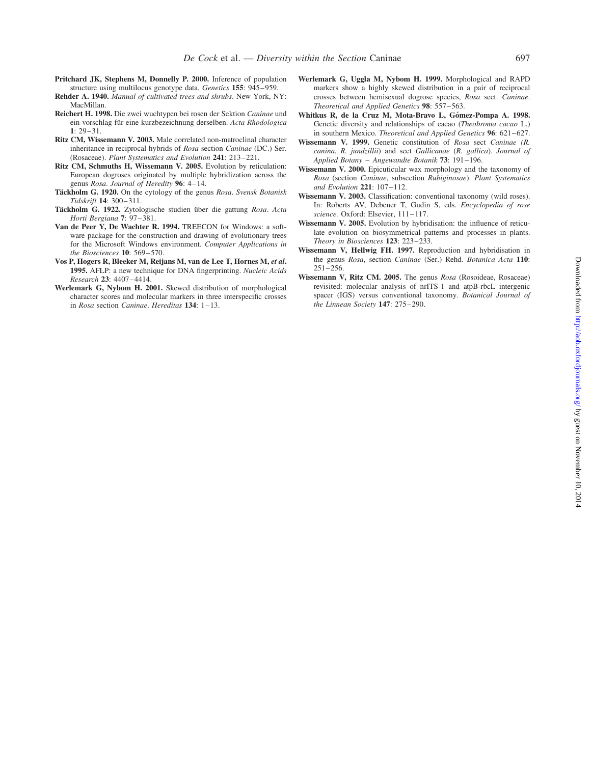**Pritchard JK, Stephens M, Donnelly P. 2000.** Inference of population structure using multilocus genotype data. *Genetics* **155**: 945–959.

**Rehder A. 1940.** *Manual of cultivated trees and shrubs*. New York, NY: MacMillan.

**Reichert H. 1998.** Die zwei wuchtypen bei rosen der Sektion *Caninae* und ein vorschlag für eine kurzbezeichnung derselben. *Acta Rhodologica* **1**: 29–31.

**Ritz CM, Wissemann V. 2003.** Male correlated non-matroclinal character inheritance in reciprocal hybrids of *Rosa* section *Caninae* (DC.) Ser. (Rosaceae). *Plant Systematics and Evolution* **241**: 213–221.

**Ritz CM, Schmuths H, Wissemann V. 2005.** Evolution by reticulation: European dogroses originated by multiple hybridization across the genus *Rosa*. *Journal of Heredity* **96**: 4–14.

**Täckholm G. 1920.** On the cytology of the genus *Rosa*. *Svensk Botanisk Tidskrift* **14**: 300–311.

**Täckholm G. 1922.** Zytologische studien über die gattung *Rosa*. *Acta Horti Bergiana* **7**: 97–381.

**Van de Peer Y, De Wachter R. 1994.** TREECON for Windows: a software package for the construction and drawing of evolutionary trees for the Microsoft Windows environment. *Computer Applications in the Biosciences* **10**: 569–570.

**Vos P, Hogers R, Bleeker M, Reijans M, van de Lee T, Hornes M, *et al*. 1995.** AFLP: a new technique for DNA fingerprinting. *Nucleic Acids Research* **23**: 4407–4414.

**Werlemark G, Nybom H. 2001.** Skewed distribution of morphological character scores and molecular markers in three interspecific crosses in *Rosa* section *Caninae*. *Hereditas* **134**: 1–13.

**Werlemark G, Uggla M, Nybom H. 1999.** Morphological and RAPD markers show a highly skewed distribution in a pair of reciprocal crosses between hemisexual dogrose species, *Rosa* sect. *Caninae*. *Theoretical and Applied Genetics* **98**: 557–563.

**Whitkus R, de la Cruz M, Mota-Bravo L, Gómez-Pompa A. 1998.** Genetic diversity and relationships of cacao (*Theobroma cacao* L.) in southern Mexico. *Theoretical and Applied Genetics* **96**: 621–627.

**Wissemann V. 1999.** Genetic constitution of *Rosa* sect *Caninae* (*R. canina*, *R. jundzillii*) and sect *Gallicanae* (*R. gallica*). *Journal of Applied Botany – Angewandte Botanik* **73**: 191–196.

**Wissemann V. 2000.** Epicuticular wax morphology and the taxonomy of *Rosa* (section *Caninae*, subsection *Rubiginosae*). *Plant Systematics and Evolution* **221**: 107–112.

**Wissemann V. 2003.** Classification: conventional taxonomy (wild roses). In: Roberts AV, Debener T, Gudin S, eds. *Encyclopedia of rose science.* Oxford: Elsevier, 111–117.

**Wissemann V. 2005.** Evolution by hybridisation: the influence of reticulate evolution on biosymmetrical patterns and processes in plants. *Theory in Biosciences* **123**: 223–233.

**Wissemann V, Hellwig FH. 1997.** Reproduction and hybridisation in the genus *Rosa*, section *Caninae* (Ser.) Rehd. *Botanica Acta* **110**: 251–256.

**Wissemann V, Ritz CM. 2005.** The genus *Rosa* (Rosoideae, Rosaceae) revisited: molecular analysis of nrITS-1 and atpB-rbcL intergenic spacer (IGS) versus conventional taxonomy. *Botanical Journal of the Linnean Society* **147**: 275–290.